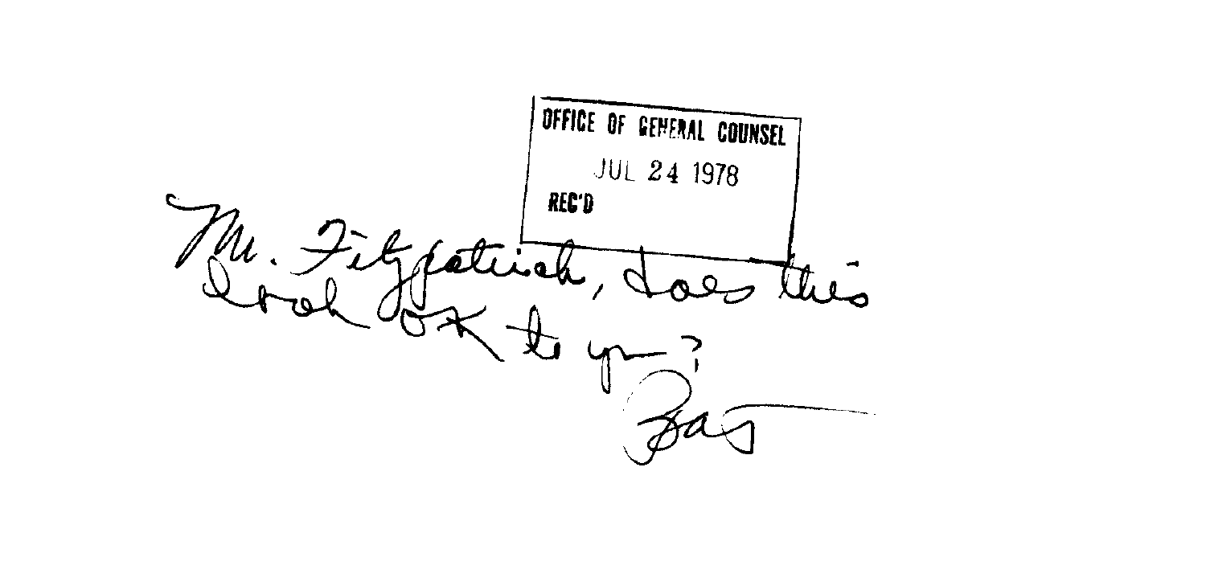OFFICE OF GENERAL COUNSEL

JUL 24 1978

REC'D

Mr. Fitzpatrick, does this look OK to you?

Bas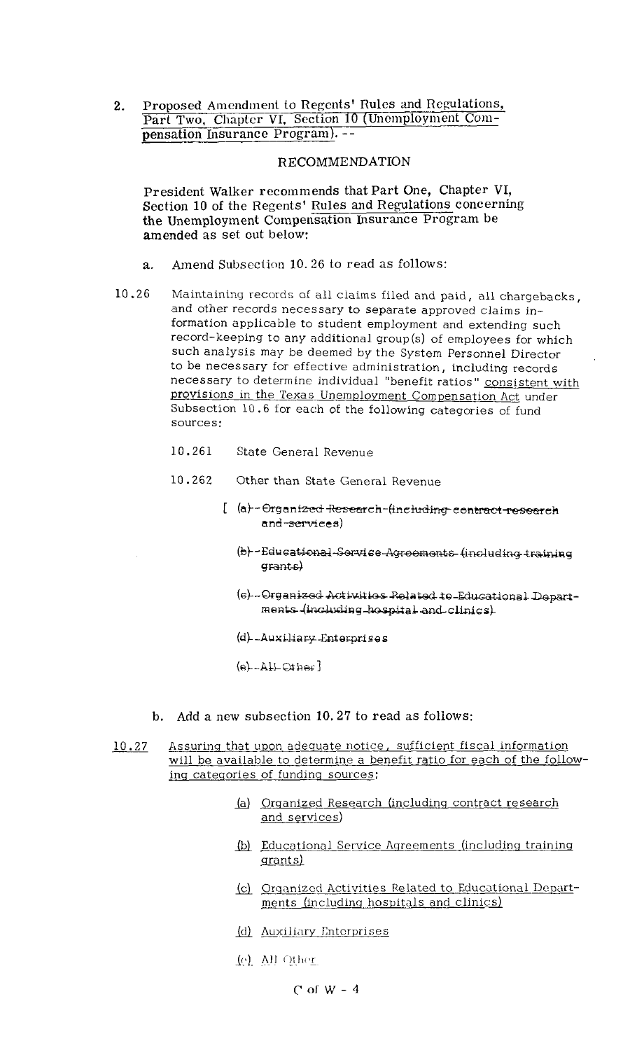2. Proposed Amendment to Regents' Rules and Regulations, Part Two, Chapter VI, Section 10 (Unemployment Compensation Insurance Program). --

RECOMMENDATION

President Walker recommends that Part One, Chapter VI, Section 10 of the Regents' Rules and Regulations concerning the Unemployment Compensation Insurance Program be amended as set out below:

a. Amend Subsection 10.26 to read as follows:

10.26 Maintaining records of all claims filed and paid, all chargebacks, and other records necessary to separate approved claims information applicable to student employment and extending such record-keeping to any additional group(s) of employees for which such analysis may be deemed by the System Personnel Director to be necessary for effective administration, including records necessary to determine individual "benefit ratios" <u>consistent with provisions in the Texas Unemployment Compensation Act</u> under Subsection 10.6 for each of the following categories of fund sources:

- 10.261 State General Revenue
- 10.262 Other than State General Revenue

[ ~~(a) Organized Research (including contract research and services)~~

~~(b) Educational Service Agreements (including training grants)~~

~~(c) Organized Activities Related to Educational Departments (including hospital and clinics)~~

~~(d) Auxiliary Enterprises~~

~~(e) All Other~~ ]

b. Add a new subsection 10.27 to read as follows:

<u>10.27</u> <u>Assuring that upon adequate notice, sufficient fiscal information will be available to determine a benefit ratio for each of the following categories of funding sources:</u>

<u>(a)</u> <u>Organized Research (including contract research and services)</u>

<u>(b)</u> <u>Educational Service Agreements (including training grants)</u>

<u>(c)</u> <u>Organized Activities Related to Educational Departments (including hospitals and clinics)</u>

<u>(d)</u> <u>Auxiliary Enterprises</u>

<u>(e)</u> <u>All Other</u>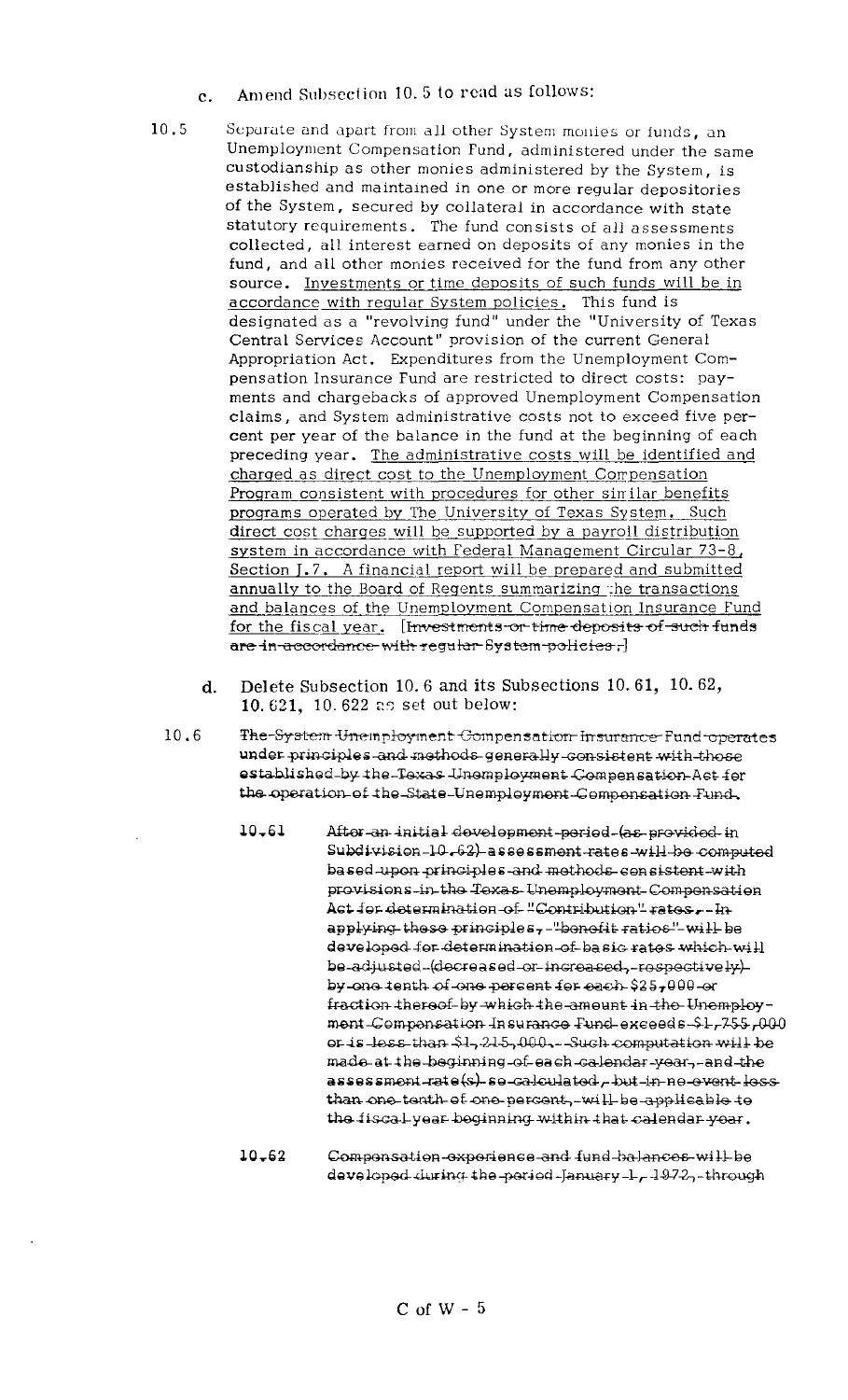c. Amend Subsection 10.5 to read as follows:

10.5 Separate and apart from all other System monies or funds, an Unemployment Compensation Fund, administered under the same custodianship as other monies administered by the System, is established and maintained in one or more regular depositories of the System, secured by collateral in accordance with state statutory requirements. The fund consists of all assessments collected, all interest earned on deposits of any monies in the fund, and all other monies received for the fund from any other source. <u>Investments or time deposits of such funds will be in accordance with regular System policies.</u> This fund is designated as a "revolving fund" under the "University of Texas Central Services Account" provision of the current General Appropriation Act. Expenditures from the Unemployment Compensation Insurance Fund are restricted to direct costs: payments and chargebacks of approved Unemployment Compensation claims, and System administrative costs not to exceed five percent per year of the balance in the fund at the beginning of each preceding year. <u>The administrative costs will be identified and charged as direct cost to the Unemployment Compensation Program consistent with procedures for other similar benefits programs operated by The University of Texas System. Such direct cost charges will be supported by a payroll distribution system in accordance with Federal Management Circular 73-8, Section J.7. A financial report will be prepared and submitted annually to the Board of Regents summarizing the transactions and balances of the Unemployment Compensation Insurance Fund for the fiscal year.</u> [~~Investments or time deposits of such funds are in accordance with regular System policies.~~]

d. Delete Subsection 10.6 and its Subsections 10.61, 10.62, 10.621, 10.622 as set out below:

10.6 ~~The System Unemployment Compensation Insurance Fund operates under principles and methods generally consistent with those established by the Texas Unemployment Compensation Act for the operation of the State Unemployment Compensation Fund.~~

10.61 ~~After an initial development period (as provided in Subdivision 10.62) assessment rates will be computed based upon principles and methods consistent with provisions in the Texas Unemployment Compensation Act for determination of "Contribution" rates. In applying these principles, "benefit ratios" will be developed for determination of basic rates which will be adjusted (decreased or increased, respectively) by one tenth of one percent for each $25,000 or fraction thereof by which the amount in the Unemployment Compensation Insurance Fund exceeds $1,755,000 or is less than $1,215,000. Such computation will be made at the beginning of each calendar year, and the assessment rate(s) so calculated, but in no event less than one tenth of one percent, will be applicable to the fiscal year beginning within that calendar year.~~

10.62 ~~Compensation experience and fund balances will be developed during the period January 1, 1972, through~~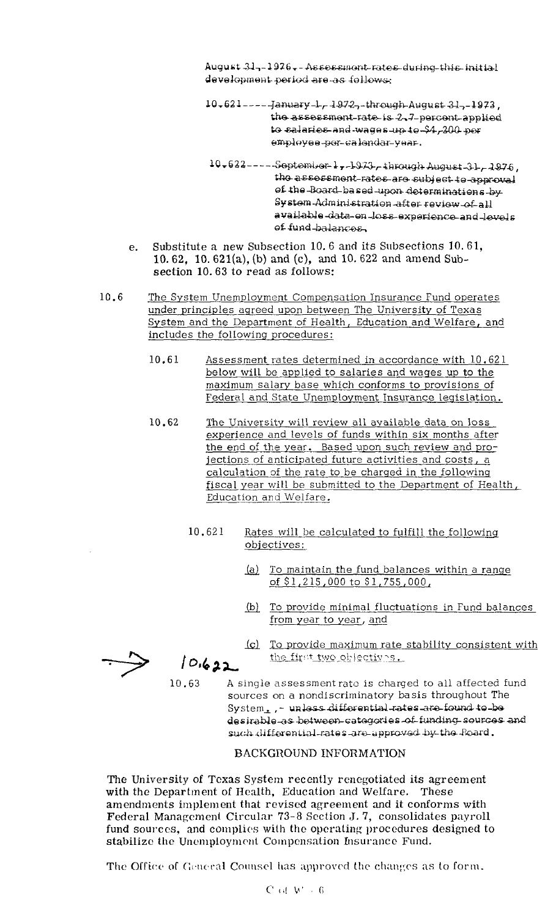~~August 31, 1976. Assessment rates during this initial development period are as follows:~~

~~10.621 ----- January 1, 1972, through August 31, 1973, the assessment rate is 2.7 percent applied to salaries and wages up to $4,200 per employee per calendar year.~~

~~10.622 ----- September 1, 1973, through August 31, 1976, the assessment rates are subject to approval of the Board based upon determinations by System Administration after review of all available data on loss experience and levels of fund balances.~~

e. Substitute a new Subsection 10.6 and its Subsections 10.61, 10.62, 10.621(a), (b) and (c), and 10.622 and amend Subsection 10.63 to read as follows:

10.6 The System Unemployment Compensation Insurance Fund operates under principles agreed upon between The University of Texas System and the Department of Health, Education and Welfare, and includes the following procedures:

10.61 Assessment rates determined in accordance with 10.621 below will be applied to salaries and wages up to the maximum salary base which conforms to provisions of Federal and State Unemployment Insurance legislation.

10.62 The University will review all available data on loss experience and levels of funds within six months after the end of the year. Based upon such review and projections of anticipated future activities and costs, a calculation of the rate to be charged in the following fiscal year will be submitted to the Department of Health, Education and Welfare.

10.621 Rates will be calculated to fulfill the following objectives:

(a) To maintain the fund balances within a range of $1,215,000 to $1,755,000,

(b) To provide minimal fluctuations in Fund balances from year to year, and

(c) To provide maximum rate stability consistent with the first two objectives.

→ 10.622

10.63 A single assessment rate is charged to all affected fund sources on a nondiscriminatory basis throughout The System. ~~, unless differential rates are found to be desirable as between categories of funding sources and such differential rates are approved by the Board.~~

## BACKGROUND INFORMATION

The University of Texas System recently renegotiated its agreement with the Department of Health, Education and Welfare. These amendments implement that revised agreement and it conforms with Federal Management Circular 73-8 Section J. 7, consolidates payroll fund sources, and complies with the operating procedures designed to stabilize the Unemployment Compensation Insurance Fund.

The Office of General Counsel has approved the changes as to form.